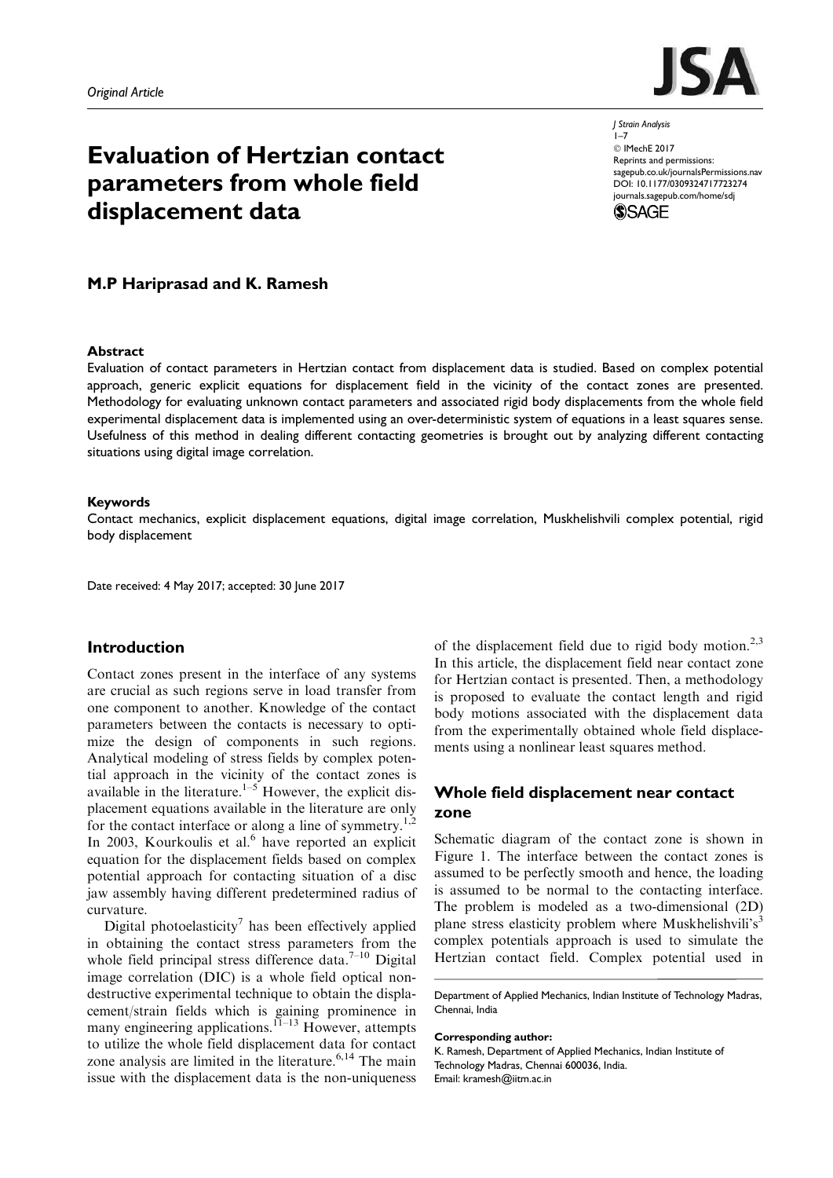*Original Article*

# Evaluation of Hertzian contact parameters from whole field displacement data

**M.P Hariprasad and K. Ramesh**

### Abstract

Evaluation of contact parameters in Hertzian contact from displacement data is studied. Based on complex potential approach, generic explicit equations for displacement field in the vicinity of the contact zones are presented. Methodology for evaluating unknown contact parameters and associated rigid body displacements from the whole field experimental displacement data is implemented using an over-deterministic system of equations in a least squares sense. Usefulness of this method in dealing different contacting geometries is brought out by analyzing different contacting situations using digital image correlation.

### Keywords

Contact mechanics, explicit displacement equations, digital image correlation, Muskhelishvili complex potential, rigid body displacement

Date received: 4 May 2017; accepted: 30 June 2017

## Introduction

Contact zones present in the interface of any systems are crucial as such regions serve in load transfer from one component to another. Knowledge of the contact parameters between the contacts is necessary to optimize the design of components in such regions. Analytical modeling of stress fields by complex potential approach in the vicinity of the contact zones is available in the literature.[1–5] However, the explicit displacement equations available in the literature are only for the contact interface or along a line of symmetry.[1,2] In 2003, Kourkoulis et al.[6] have reported an explicit equation for the displacement fields based on complex potential approach for contacting situation of a disc jaw assembly having different predetermined radius of curvature.

Digital photoelasticity[7] has been effectively applied in obtaining the contact stress parameters from the whole field principal stress difference data.[7–10] Digital image correlation (DIC) is a whole field optical nondestructive experimental technique to obtain the displacement/strain fields which is gaining prominence in many engineering applications.[11–13] However, attempts to utilize the whole field displacement data for contact zone analysis are limited in the literature.[6,14] The main issue with the displacement data is the non-uniqueness of the displacement field due to rigid body motion.[2,3] In this article, the displacement field near contact zone for Hertzian contact is presented. Then, a methodology is proposed to evaluate the contact length and rigid body motions associated with the displacement data from the experimentally obtained whole field displacements using a nonlinear least squares method.

## Whole field displacement near contact zone

Schematic diagram of the contact zone is shown in Figure 1. The interface between the contact zones is assumed to be perfectly smooth and hence, the loading is assumed to be normal to the contacting interface. The problem is modeled as a two-dimensional (2D) plane stress elasticity problem where Muskhelishvili's[3] complex potentials approach is used to simulate the Hertzian contact field. Complex potential used in

Department of Applied Mechanics, Indian Institute of Technology Madras, Chennai, India

**Corresponding author:**
K. Ramesh, Department of Applied Mechanics, Indian Institute of Technology Madras, Chennai 600036, India.
Email: kramesh@iitm.ac.in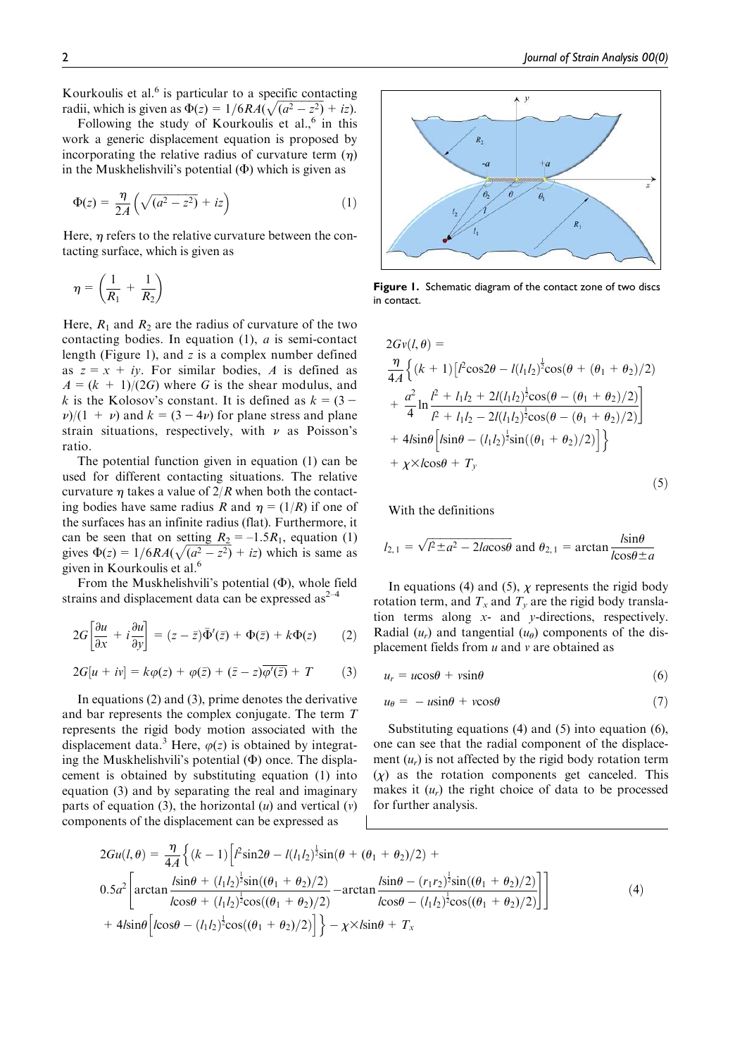Kourkoulis et al.[6] is particular to a specific contacting radii, which is given as $\Phi(z) = 1/6RA(\sqrt{(a^2 - z^2)} + iz)$.

Following the study of Kourkoulis et al.,[6] in this work a generic displacement equation is proposed by incorporating the relative radius of curvature term ($\eta$) in the Muskhelishvili's potential ($\Phi$) which is given as

$$\Phi(z) = \frac{\eta}{2A}\left(\sqrt{(a^2 - z^2)} + iz\right) \tag{1}$$

Here, $\eta$ refers to the relative curvature between the contacting surface, which is given as

$$\eta = \left(\frac{1}{R_1} + \frac{1}{R_2}\right)$$

Here, $R_1$ and $R_2$ are the radius of curvature of the two contacting bodies. In equation (1), $a$ is semi-contact length (Figure 1), and $z$ is a complex number defined as $z = x + iy$. For similar bodies, $A$ is defined as $A = (k + 1)/(2G)$ where $G$ is the shear modulus, and $k$ is the Kolosov's constant. It is defined as $k = (3 - \nu)/(1 + \nu)$ and $k = (3 - 4\nu)$ for plane stress and plane strain situations, respectively, with $\nu$ as Poisson's ratio.

The potential function given in equation (1) can be used for different contacting situations. The relative curvature $\eta$ takes a value of $2/R$ when both the contacting bodies have same radius $R$ and $\eta = (1/R)$ if one of the surfaces has an infinite radius (flat). Furthermore, it can be seen that on setting $R_2 = -1.5R_1$, equation (1) gives $\Phi(z) = 1/6RA(\sqrt{(a^2 - z^2)} + iz)$ which is same as given in Kourkoulis et al.[6]

From the Muskhelishvili's potential ($\Phi$), whole field strains and displacement data can be expressed as[2–4]

$$2G\left[\frac{\partial u}{\partial x} + i\frac{\partial u}{\partial y}\right] = (z - \bar{z})\bar{\Phi}'(\bar{z}) + \Phi(\bar{z}) + k\Phi(z) \tag{2}$$

$$2G[u + iv] = k\varphi(z) + \varphi(\bar{z}) + (\bar{z} - z)\overline{\varphi'(\bar{z})} + T \tag{3}$$

In equations (2) and (3), prime denotes the derivative and bar represents the complex conjugate. The term $T$ represents the rigid body motion associated with the displacement data.[3] Here, $\varphi(z)$ is obtained by integrating the Muskhelishvili's potential ($\Phi$) once. The displacement is obtained by substituting equation (1) into equation (3) and by separating the real and imaginary parts of equation (3), the horizontal ($u$) and vertical ($v$) components of the displacement can be expressed as

**Figure 1.** Schematic diagram of the contact zone of two discs in contact.

$$\begin{aligned}
2Gv(l,\theta) = \;& \frac{\eta}{4A}\Big\{(k+1)\Big[l^2\cos 2\theta - l(l_1 l_2)^{\frac{1}{2}}\cos(\theta + (\theta_1+\theta_2)/2) \\
&+ \frac{a^2}{4}\ln\frac{l^2 + l_1 l_2 + 2l(l_1 l_2)^{\frac{1}{2}}\cos(\theta - (\theta_1+\theta_2)/2)}{l^2 + l_1 l_2 - 2l(l_1 l_2)^{\frac{1}{2}}\cos(\theta - (\theta_1+\theta_2)/2)}\Big] \\
&+ 4l\sin\theta\Big[l\sin\theta - (l_1 l_2)^{\frac{1}{2}}\sin((\theta_1+\theta_2)/2)\Big]\Big\} \\
&+ \chi \times l\cos\theta + T_y
\end{aligned} \tag{5}$$

With the definitions

$$l_{2,1} = \sqrt{l^2 \pm a^2 - 2la\cos\theta} \text{ and } \theta_{2,1} = \arctan\frac{l\sin\theta}{l\cos\theta \pm a}$$

In equations (4) and (5), $\chi$ represents the rigid body rotation term, and $T_x$ and $T_y$ are the rigid body translation terms along $x$- and $y$-directions, respectively. Radial ($u_r$) and tangential ($u_\theta$) components of the displacement fields from $u$ and $v$ are obtained as

$$u_r = u\cos\theta + v\sin\theta \tag{6}$$

$$u_\theta = -u\sin\theta + v\cos\theta \tag{7}$$

Substituting equations (4) and (5) into equation (6), one can see that the radial component of the displacement ($u_r$) is not affected by the rigid body rotation term ($\chi$) as the rotation components get canceled. This makes it ($u_r$) the right choice of data to be processed for further analysis.

$$\begin{aligned}
2Gu(l,\theta) = \;& \frac{\eta}{4A}\Big\{(k-1)\Big[l^2\sin 2\theta - l(l_1 l_2)^{\frac{1}{2}}\sin(\theta + (\theta_1+\theta_2)/2) + \\
& 0.5a^2\Big[\arctan\frac{l\sin\theta + (l_1 l_2)^{\frac{1}{2}}\sin((\theta_1+\theta_2)/2)}{l\cos\theta + (l_1 l_2)^{\frac{1}{2}}\cos((\theta_1+\theta_2)/2)} - \arctan\frac{l\sin\theta - (r_1 r_2)^{\frac{1}{2}}\sin((\theta_1+\theta_2)/2)}{l\cos\theta - (l_1 l_2)^{\frac{1}{2}}\cos((\theta_1+\theta_2)/2)}\Big]\Big] \\
&+ 4l\sin\theta\Big[l\cos\theta - (l_1 l_2)^{\frac{1}{2}}\cos((\theta_1+\theta_2)/2)\Big]\Big\} - \chi \times l\sin\theta + T_x
\end{aligned} \tag{4}$$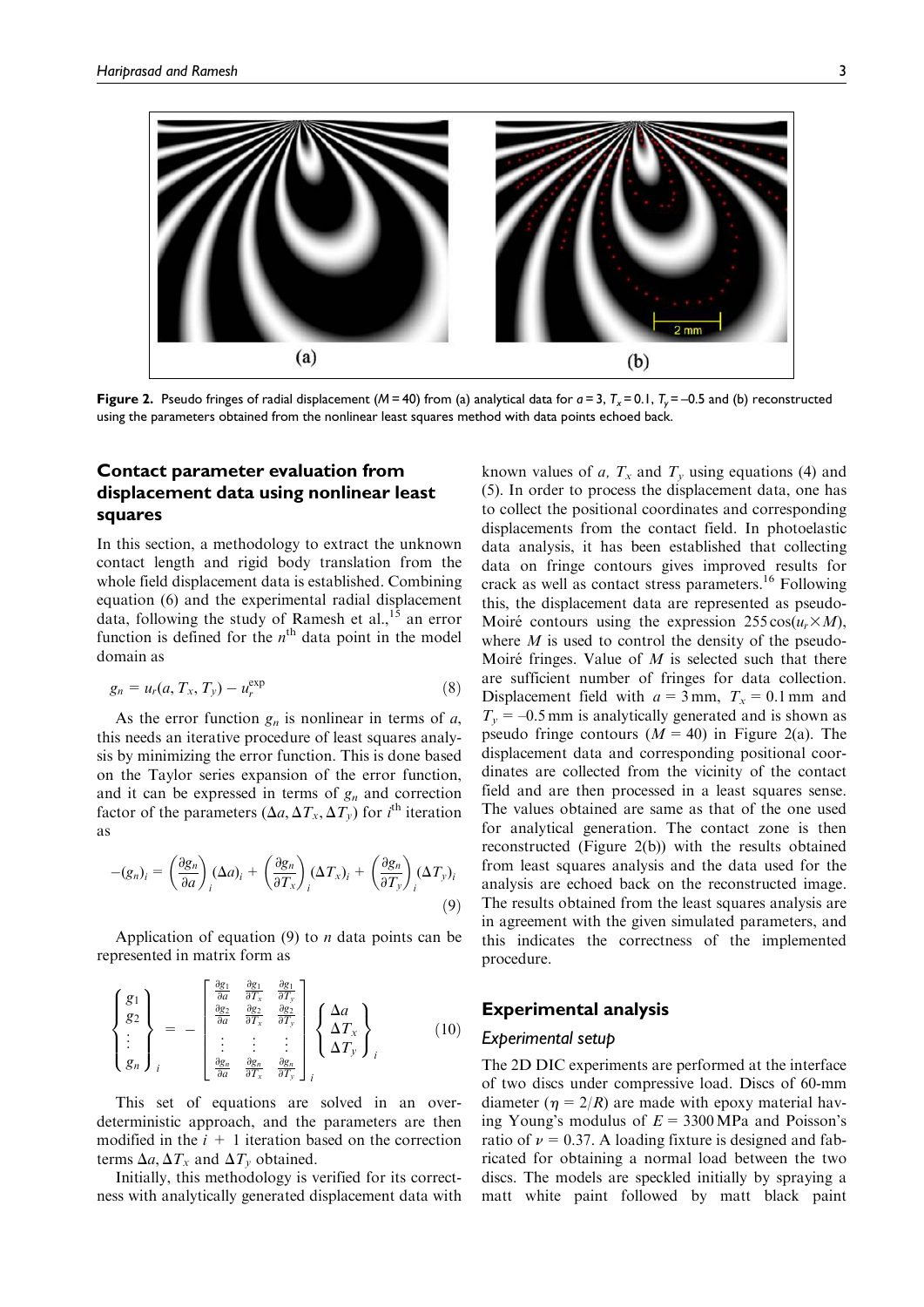Figure 2. Pseudo fringes of radial displacement ($M = 40$) from (a) analytical data for $a = 3$, $T_x = 0.1$, $T_y = -0.5$ and (b) reconstructed using the parameters obtained from the nonlinear least squares method with data points echoed back.

## Contact parameter evaluation from displacement data using nonlinear least squares

In this section, a methodology to extract the unknown contact length and rigid body translation from the whole field displacement data is established. Combining equation (6) and the experimental radial displacement data, following the study of Ramesh et al.,[15] an error function is defined for the $n^{\text{th}}$ data point in the model domain as

$$g_n = u_r(a, T_x, T_y) - u_r^{\exp} \tag{8}$$

As the error function $g_n$ is nonlinear in terms of $a$, this needs an iterative procedure of least squares analysis by minimizing the error function. This is done based on the Taylor series expansion of the error function, and it can be expressed in terms of $g_n$ and correction factor of the parameters $(\Delta a, \Delta T_x, \Delta T_y)$ for $i^{\text{th}}$ iteration as

$$-(g_n)_i = \left(\frac{\partial g_n}{\partial a}\right)_i (\Delta a)_i + \left(\frac{\partial g_n}{\partial T_x}\right)_i (\Delta T_x)_i + \left(\frac{\partial g_n}{\partial T_y}\right)_i (\Delta T_y)_i \tag{9}$$

Application of equation (9) to $n$ data points can be represented in matrix form as

$$\begin{Bmatrix} g_1 \\ g_2 \\ \vdots \\ g_n \end{Bmatrix}_i = -\begin{bmatrix} \frac{\partial g_1}{\partial a} & \frac{\partial g_1}{\partial T_x} & \frac{\partial g_1}{\partial T_y} \\ \frac{\partial g_2}{\partial a} & \frac{\partial g_2}{\partial T_x} & \frac{\partial g_2}{\partial T_y} \\ \vdots & \vdots & \vdots \\ \frac{\partial g_n}{\partial a} & \frac{\partial g_n}{\partial T_x} & \frac{\partial g_n}{\partial T_y} \end{bmatrix}_i \begin{Bmatrix} \Delta a \\ \Delta T_x \\ \Delta T_y \end{Bmatrix}_i \tag{10}$$

This set of equations are solved in an over-deterministic approach, and the parameters are then modified in the $i + 1$ iteration based on the correction terms $\Delta a, \Delta T_x$ and $\Delta T_y$ obtained.

Initially, this methodology is verified for its correctness with analytically generated displacement data with known values of $a$, $T_x$ and $T_y$ using equations (4) and (5). In order to process the displacement data, one has to collect the positional coordinates and corresponding displacements from the contact field. In photoelastic data analysis, it has been established that collecting data on fringe contours gives improved results for crack as well as contact stress parameters.[16] Following this, the displacement data are represented as pseudo-Moiré contours using the expression $255\cos(u_r \times M)$, where $M$ is used to control the density of the pseudo-Moiré fringes. Value of $M$ is selected such that there are sufficient number of fringes for data collection. Displacement field with $a = 3$ mm, $T_x = 0.1$ mm and $T_y = -0.5$ mm is analytically generated and is shown as pseudo fringe contours ($M = 40$) in Figure 2(a). The displacement data and corresponding positional coordinates are collected from the vicinity of the contact field and are then processed in a least squares sense. The values obtained are same as that of the one used for analytical generation. The contact zone is then reconstructed (Figure 2(b)) with the results obtained from least squares analysis and the data used for the analysis are echoed back on the reconstructed image. The results obtained from the least squares analysis are in agreement with the given simulated parameters, and this indicates the correctness of the implemented procedure.

## Experimental analysis

### Experimental setup

The 2D DIC experiments are performed at the interface of two discs under compressive load. Discs of 60-mm diameter ($\eta = 2/R$) are made with epoxy material having Young's modulus of $E = 3300$ MPa and Poisson's ratio of $\nu = 0.37$. A loading fixture is designed and fabricated for obtaining a normal load between the two discs. The models are speckled initially by spraying a matt white paint followed by matt black paint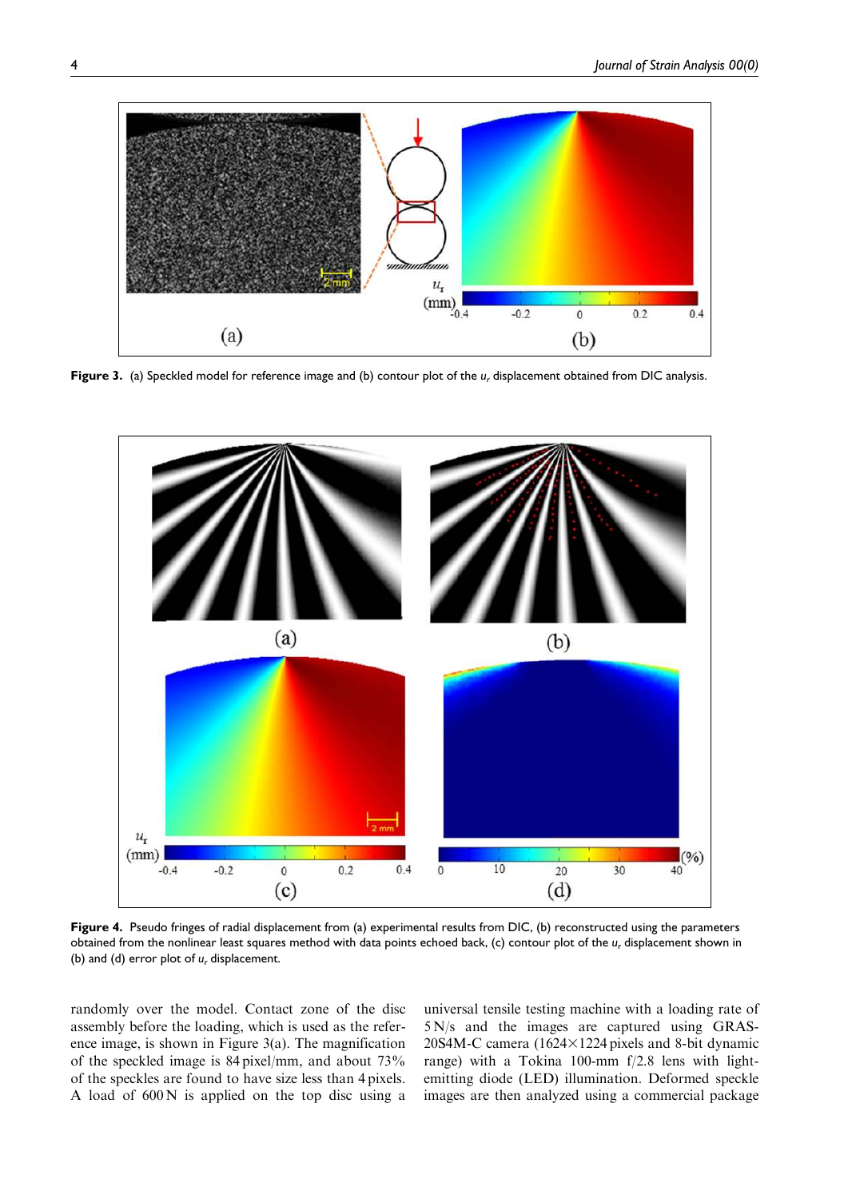**Figure 3.** (a) Speckled model for reference image and (b) contour plot of the $u_r$ displacement obtained from DIC analysis.

**Figure 4.** Pseudo fringes of radial displacement from (a) experimental results from DIC, (b) reconstructed using the parameters obtained from the nonlinear least squares method with data points echoed back, (c) contour plot of the $u_r$ displacement shown in (b) and (d) error plot of $u_r$ displacement.

randomly over the model. Contact zone of the disc assembly before the loading, which is used as the reference image, is shown in Figure 3(a). The magnification of the speckled image is 84 pixel/mm, and about 73% of the speckles are found to have size less than 4 pixels. A load of 600 N is applied on the top disc using a universal tensile testing machine with a loading rate of 5 N/s and the images are captured using GRAS-20S4M-C camera (1624×1224 pixels and 8-bit dynamic range) with a Tokina 100-mm f/2.8 lens with light-emitting diode (LED) illumination. Deformed speckle images are then analyzed using a commercial package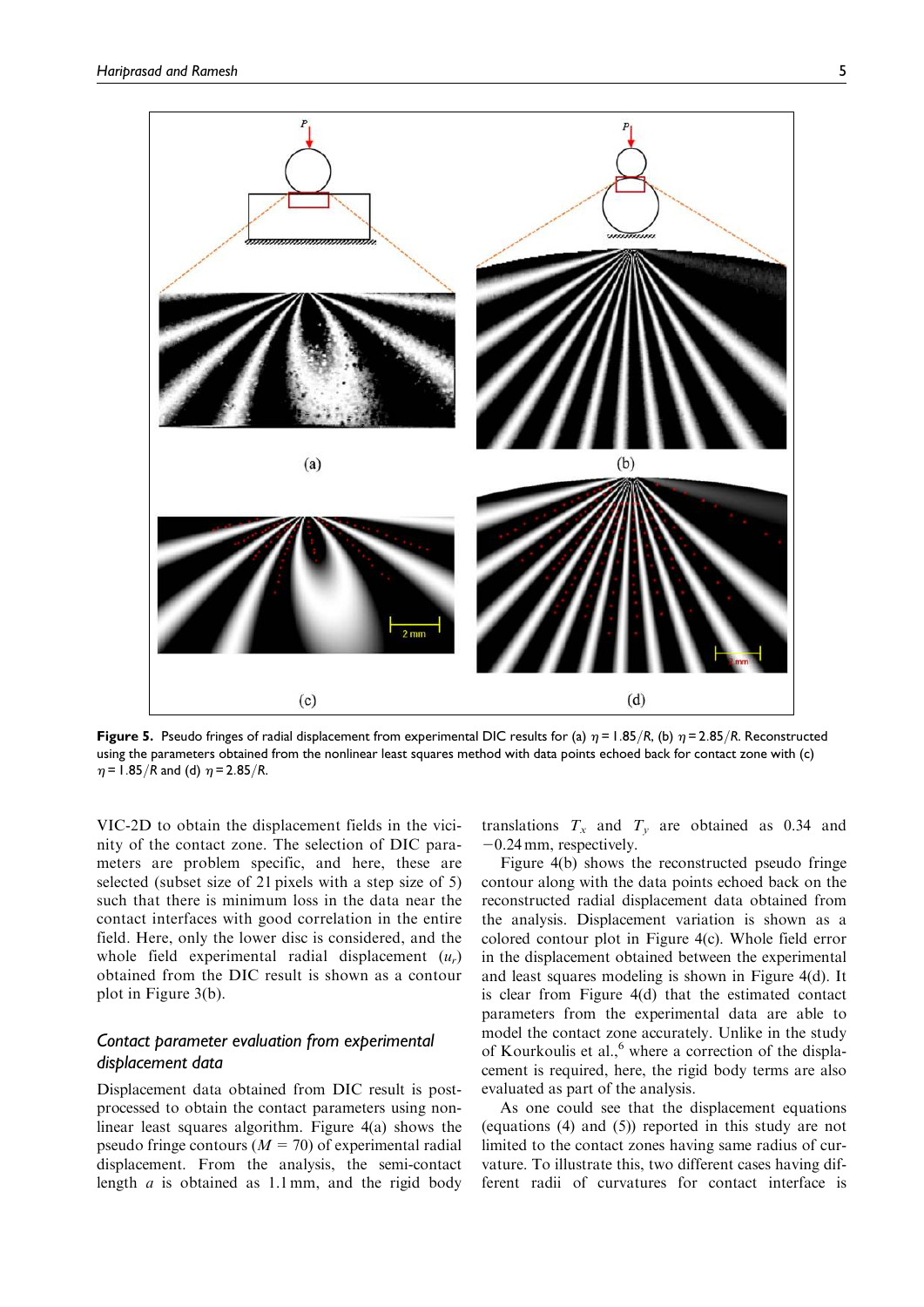**Figure 5.** Pseudo fringes of radial displacement from experimental DIC results for (a) $\eta = 1.85/R$, (b) $\eta = 2.85/R$. Reconstructed using the parameters obtained from the nonlinear least squares method with data points echoed back for contact zone with (c) $\eta = 1.85/R$ and (d) $\eta = 2.85/R$.

VIC-2D to obtain the displacement fields in the vicinity of the contact zone. The selection of DIC parameters are problem specific, and here, these are selected (subset size of 21 pixels with a step size of 5) such that there is minimum loss in the data near the contact interfaces with good correlation in the entire field. Here, only the lower disc is considered, and the whole field experimental radial displacement ($u_r$) obtained from the DIC result is shown as a contour plot in Figure 3(b).

### *Contact parameter evaluation from experimental displacement data*

Displacement data obtained from DIC result is post-processed to obtain the contact parameters using nonlinear least squares algorithm. Figure 4(a) shows the pseudo fringe contours ($M = 70$) of experimental radial displacement. From the analysis, the semi-contact length $a$ is obtained as 1.1 mm, and the rigid body translations $T_x$ and $T_y$ are obtained as 0.34 and −0.24 mm, respectively.

Figure 4(b) shows the reconstructed pseudo fringe contour along with the data points echoed back on the reconstructed radial displacement data obtained from the analysis. Displacement variation is shown as a colored contour plot in Figure 4(c). Whole field error in the displacement obtained between the experimental and least squares modeling is shown in Figure 4(d). It is clear from Figure 4(d) that the estimated contact parameters from the experimental data are able to model the contact zone accurately. Unlike in the study of Kourkoulis et al.,[6] where a correction of the displacement is required, here, the rigid body terms are also evaluated as part of the analysis.

As one could see that the displacement equations (equations (4) and (5)) reported in this study are not limited to the contact zones having same radius of curvature. To illustrate this, two different cases having different radii of curvatures for contact interface is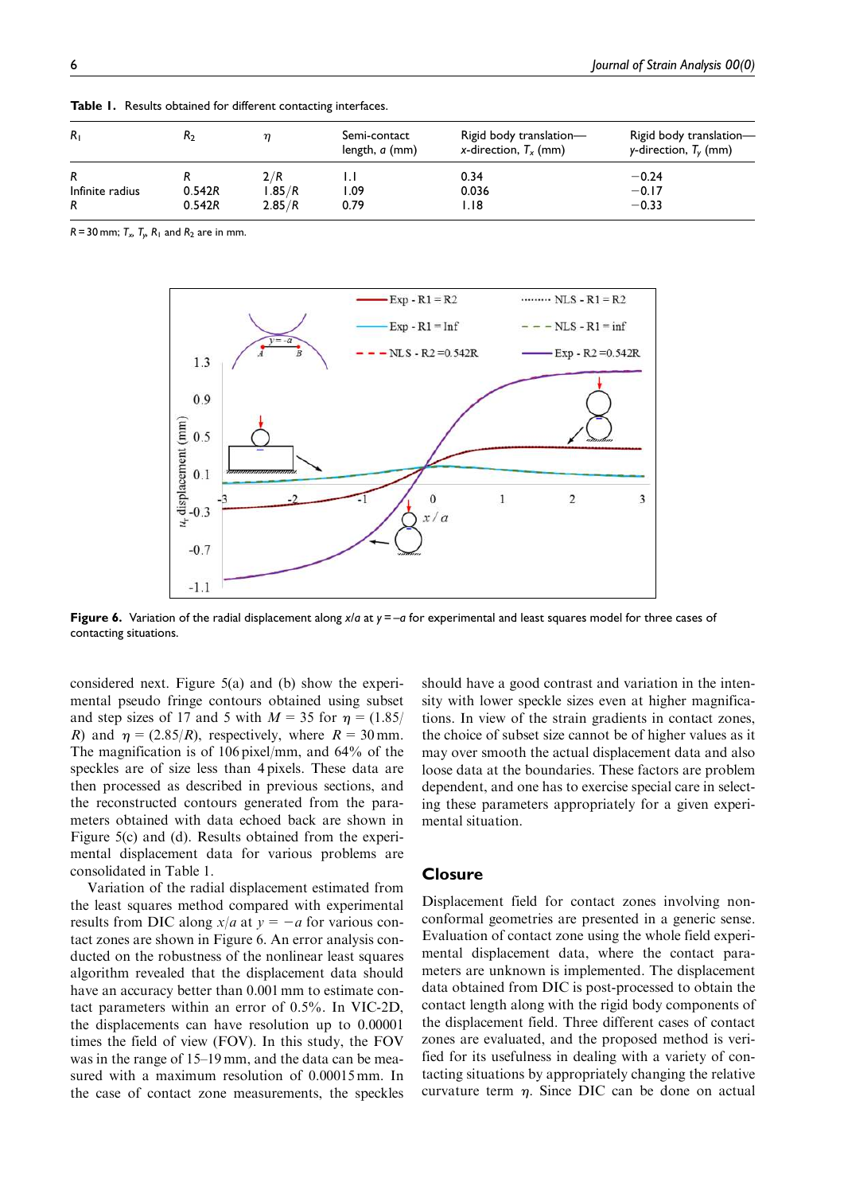**Table 1.** Results obtained for different contacting interfaces.

| $R_1$ | $R_2$ | $\eta$ | Semi-contact length, $a$ (mm) | Rigid body translation—$x$-direction, $T_x$ (mm) | Rigid body translation—$y$-direction, $T_y$ (mm) |
|---|---|---|---|---|---|
| $R$ | $R$ | $2/R$ | 1.1 | 0.34 | −0.24 |
| Infinite radius | $0.542R$ | $1.85/R$ | 1.09 | 0.036 | −0.17 |
| $R$ | $0.542R$ | $2.85/R$ | 0.79 | 1.18 | −0.33 |

$R$ = 30 mm; $T_x$, $T_y$, $R_1$ and $R_2$ are in mm.

**Figure 6.** Variation of the radial displacement along $x/a$ at $y = -a$ for experimental and least squares model for three cases of contacting situations.

considered next. Figure 5(a) and (b) show the experimental pseudo fringe contours obtained using subset and step sizes of 17 and 5 with $M = 35$ for $\eta = (1.85/R)$ and $\eta = (2.85/R)$, respectively, where $R = 30$ mm. The magnification is of 106 pixel/mm, and 64% of the speckles are of size less than 4 pixels. These data are then processed as described in previous sections, and the reconstructed contours generated from the parameters obtained with data echoed back are shown in Figure 5(c) and (d). Results obtained from the experimental displacement data for various problems are consolidated in Table 1.

Variation of the radial displacement estimated from the least squares method compared with experimental results from DIC along $x/a$ at $y = -a$ for various contact zones are shown in Figure 6. An error analysis conducted on the robustness of the nonlinear least squares algorithm revealed that the displacement data should have an accuracy better than 0.001 mm to estimate contact parameters within an error of 0.5%. In VIC-2D, the displacements can have resolution up to 0.00001 times the field of view (FOV). In this study, the FOV was in the range of 15–19 mm, and the data can be measured with a maximum resolution of 0.00015 mm. In the case of contact zone measurements, the speckles should have a good contrast and variation in the intensity with lower speckle sizes even at higher magnifications. In view of the strain gradients in contact zones, the choice of subset size cannot be of higher values as it may over smooth the actual displacement data and also loose data at the boundaries. These factors are problem dependent, and one has to exercise special care in selecting these parameters appropriately for a given experimental situation.

## Closure

Displacement field for contact zones involving non-conformal geometries are presented in a generic sense. Evaluation of contact zone using the whole field experimental displacement data, where the contact parameters are unknown is implemented. The displacement data obtained from DIC is post-processed to obtain the contact length along with the rigid body components of the displacement field. Three different cases of contact zones are evaluated, and the proposed method is verified for its usefulness in dealing with a variety of contacting situations by appropriately changing the relative curvature term $\eta$. Since DIC can be done on actual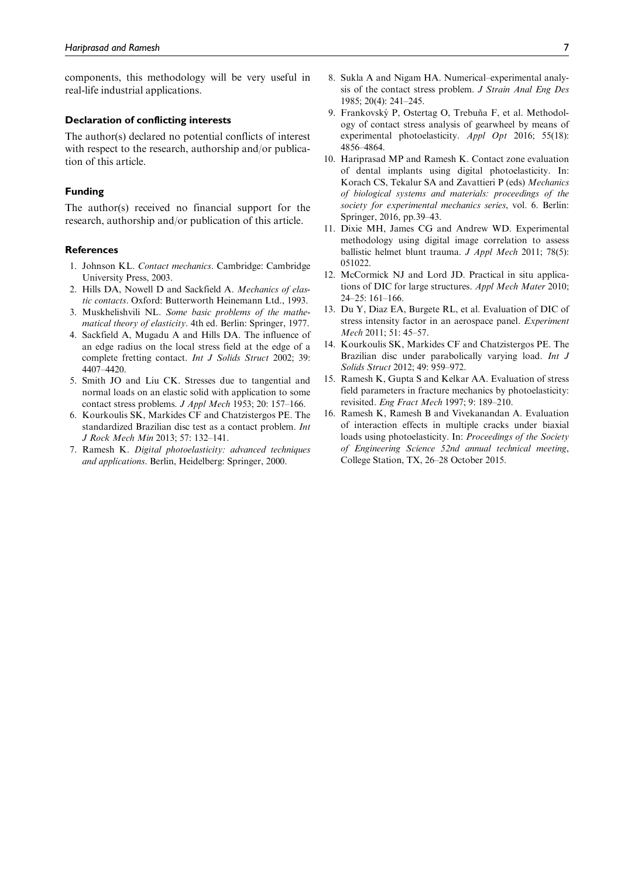components, this methodology will be very useful in real-life industrial applications.

## Declaration of conflicting interests

The author(s) declared no potential conflicts of interest with respect to the research, authorship and/or publication of this article.

## Funding

The author(s) received no financial support for the research, authorship and/or publication of this article.

## References

1. Johnson KL. *Contact mechanics*. Cambridge: Cambridge University Press, 2003.
2. Hills DA, Nowell D and Sackfield A. *Mechanics of elastic contacts*. Oxford: Butterworth Heinemann Ltd., 1993.
3. Muskhelishvili NL. *Some basic problems of the mathematical theory of elasticity*. 4th ed. Berlin: Springer, 1977.
4. Sackfield A, Mugadu A and Hills DA. The influence of an edge radius on the local stress field at the edge of a complete fretting contact. *Int J Solids Struct* 2002; 39: 4407–4420.
5. Smith JO and Liu CK. Stresses due to tangential and normal loads on an elastic solid with application to some contact stress problems. *J Appl Mech* 1953; 20: 157–166.
6. Kourkoulis SK, Markides CF and Chatzistergos PE. The standardized Brazilian disc test as a contact problem. *Int J Rock Mech Min* 2013; 57: 132–141.
7. Ramesh K. *Digital photoelasticity: advanced techniques and applications*. Berlin, Heidelberg: Springer, 2000.
8. Sukla A and Nigam HA. Numerical–experimental analysis of the contact stress problem. *J Strain Anal Eng Des* 1985; 20(4): 241–245.
9. Frankovský P, Ostertag O, Trebuňa F, et al. Methodology of contact stress analysis of gearwheel by means of experimental photoelasticity. *Appl Opt* 2016; 55(18): 4856–4864.
10. Hariprasad MP and Ramesh K. Contact zone evaluation of dental implants using digital photoelasticity. In: Korach CS, Tekalur SA and Zavattieri P (eds) *Mechanics of biological systems and materials: proceedings of the society for experimental mechanics series*, vol. 6. Berlin: Springer, 2016, pp.39–43.
11. Dixie MH, James CG and Andrew WD. Experimental methodology using digital image correlation to assess ballistic helmet blunt trauma. *J Appl Mech* 2011; 78(5): 051022.
12. McCormick NJ and Lord JD. Practical in situ applications of DIC for large structures. *Appl Mech Mater* 2010; 24–25: 161–166.
13. Du Y, Diaz EA, Burgete RL, et al. Evaluation of DIC of stress intensity factor in an aerospace panel. *Experiment Mech* 2011; 51: 45–57.
14. Kourkoulis SK, Markides CF and Chatzistergos PE. The Brazilian disc under parabolically varying load. *Int J Solids Struct* 2012; 49: 959–972.
15. Ramesh K, Gupta S and Kelkar AA. Evaluation of stress field parameters in fracture mechanics by photoelasticity: revisited. *Eng Fract Mech* 1997; 9: 189–210.
16. Ramesh K, Ramesh B and Vivekanandan A. Evaluation of interaction effects in multiple cracks under biaxial loads using photoelasticity. In: *Proceedings of the Society of Engineering Science 52nd annual technical meeting*, College Station, TX, 26–28 October 2015.